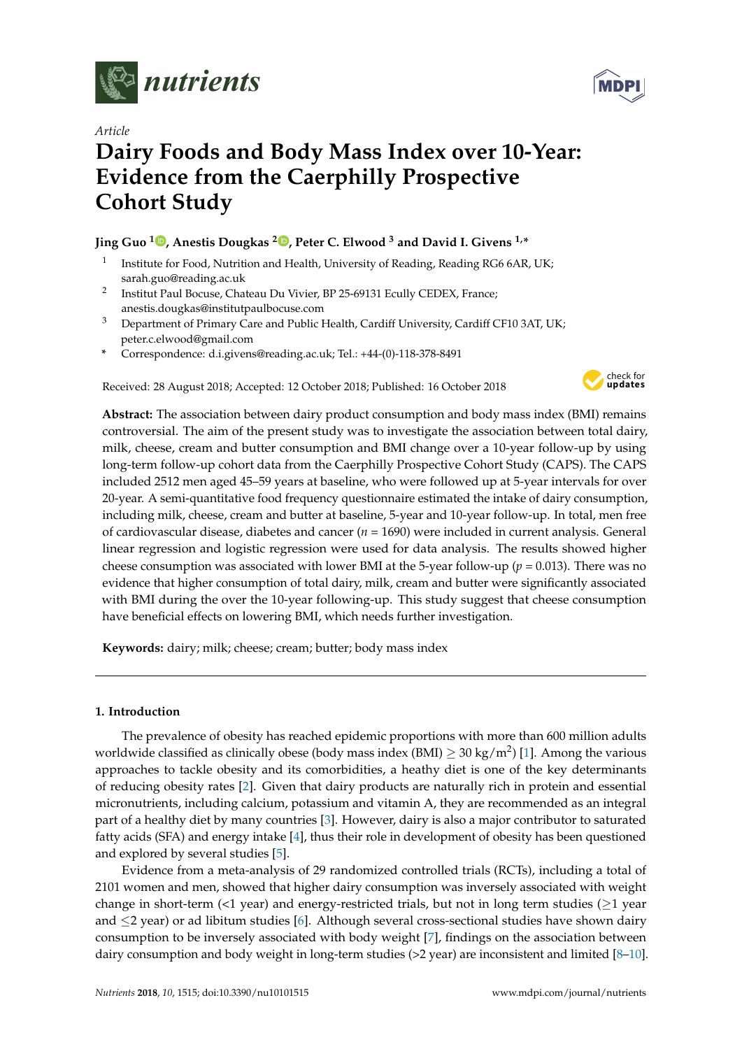*Article*

# Dairy Foods and Body Mass Index over 10-Year: Evidence from the Caerphilly Prospective Cohort Study

**Jing Guo [1], Anestis Dougkas [2], Peter C. Elwood [3] and David I. Givens [1,*]**

[1] Institute for Food, Nutrition and Health, University of Reading, Reading RG6 6AR, UK; sarah.guo@reading.ac.uk

[2] Institut Paul Bocuse, Chateau Du Vivier, BP 25-69131 Ecully CEDEX, France; anestis.dougkas@institutpaulbocuse.com

[3] Department of Primary Care and Public Health, Cardiff University, Cardiff CF10 3AT, UK; peter.c.elwood@gmail.com

\* Correspondence: d.i.givens@reading.ac.uk; Tel.: +44-(0)-118-378-8491

Received: 28 August 2018; Accepted: 12 October 2018; Published: 16 October 2018

**Abstract:** The association between dairy product consumption and body mass index (BMI) remains controversial. The aim of the present study was to investigate the association between total dairy, milk, cheese, cream and butter consumption and BMI change over a 10-year follow-up by using long-term follow-up cohort data from the Caerphilly Prospective Cohort Study (CAPS). The CAPS included 2512 men aged 45–59 years at baseline, who were followed up at 5-year intervals for over 20-year. A semi-quantitative food frequency questionnaire estimated the intake of dairy consumption, including milk, cheese, cream and butter at baseline, 5-year and 10-year follow-up. In total, men free of cardiovascular disease, diabetes and cancer ($n$ = 1690) were included in current analysis. General linear regression and logistic regression were used for data analysis. The results showed higher cheese consumption was associated with lower BMI at the 5-year follow-up ($p$ = 0.013). There was no evidence that higher consumption of total dairy, milk, cream and butter were significantly associated with BMI during the over the 10-year following-up. This study suggest that cheese consumption have beneficial effects on lowering BMI, which needs further investigation.

**Keywords:** dairy; milk; cheese; cream; butter; body mass index

## 1. Introduction

The prevalence of obesity has reached epidemic proportions with more than 600 million adults worldwide classified as clinically obese (body mass index (BMI) $\geq$ 30 kg/m$^2$) [1]. Among the various approaches to tackle obesity and its comorbidities, a heathy diet is one of the key determinants of reducing obesity rates [2]. Given that dairy products are naturally rich in protein and essential micronutrients, including calcium, potassium and vitamin A, they are recommended as an integral part of a healthy diet by many countries [3]. However, dairy is also a major contributor to saturated fatty acids (SFA) and energy intake [4], thus their role in development of obesity has been questioned and explored by several studies [5].

Evidence from a meta-analysis of 29 randomized controlled trials (RCTs), including a total of 2101 women and men, showed that higher dairy consumption was inversely associated with weight change in short-term (<1 year) and energy-restricted trials, but not in long term studies ($\geq$1 year and $\leq$2 year) or ad libitum studies [6]. Although several cross-sectional studies have shown dairy consumption to be inversely associated with body weight [7], findings on the association between dairy consumption and body weight in long-term studies (>2 year) are inconsistent and limited [8–10].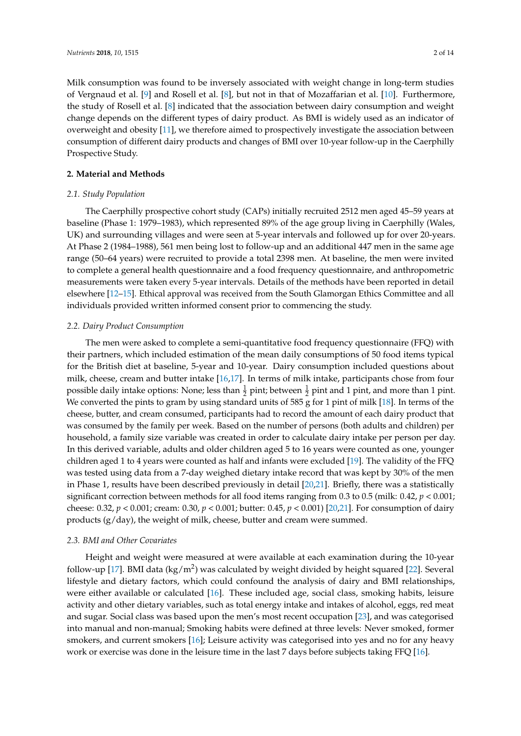Milk consumption was found to be inversely associated with weight change in long-term studies of Vergnaud et al. [9] and Rosell et al. [8], but not in that of Mozaffarian et al. [10]. Furthermore, the study of Rosell et al. [8] indicated that the association between dairy consumption and weight change depends on the different types of dairy product. As BMI is widely used as an indicator of overweight and obesity [11], we therefore aimed to prospectively investigate the association between consumption of different dairy products and changes of BMI over 10-year follow-up in the Caerphilly Prospective Study.

## 2. Material and Methods

### 2.1. Study Population

The Caerphilly prospective cohort study (CAPs) initially recruited 2512 men aged 45–59 years at baseline (Phase 1: 1979–1983), which represented 89% of the age group living in Caerphilly (Wales, UK) and surrounding villages and were seen at 5-year intervals and followed up for over 20-years. At Phase 2 (1984–1988), 561 men being lost to follow-up and an additional 447 men in the same age range (50–64 years) were recruited to provide a total 2398 men. At baseline, the men were invited to complete a general health questionnaire and a food frequency questionnaire, and anthropometric measurements were taken every 5-year intervals. Details of the methods have been reported in detail elsewhere [12–15]. Ethical approval was received from the South Glamorgan Ethics Committee and all individuals provided written informed consent prior to commencing the study.

### 2.2. Dairy Product Consumption

The men were asked to complete a semi-quantitative food frequency questionnaire (FFQ) with their partners, which included estimation of the mean daily consumptions of 50 food items typical for the British diet at baseline, 5-year and 10-year. Dairy consumption included questions about milk, cheese, cream and butter intake [16,17]. In terms of milk intake, participants chose from four possible daily intake options: None; less than $\frac{1}{2}$ pint; between $\frac{1}{2}$ pint and 1 pint, and more than 1 pint. We converted the pints to gram by using standard units of 585 g for 1 pint of milk [18]. In terms of the cheese, butter, and cream consumed, participants had to record the amount of each dairy product that was consumed by the family per week. Based on the number of persons (both adults and children) per household, a family size variable was created in order to calculate dairy intake per person per day. In this derived variable, adults and older children aged 5 to 16 years were counted as one, younger children aged 1 to 4 years were counted as half and infants were excluded [19]. The validity of the FFQ was tested using data from a 7-day weighed dietary intake record that was kept by 30% of the men in Phase 1, results have been described previously in detail [20,21]. Briefly, there was a statistically significant correction between methods for all food items ranging from 0.3 to 0.5 (milk: 0.42, $p < 0.001$; cheese: 0.32, $p < 0.001$; cream: 0.30, $p < 0.001$; butter: 0.45, $p < 0.001$) [20,21]. For consumption of dairy products (g/day), the weight of milk, cheese, butter and cream were summed.

### 2.3. BMI and Other Covariates

Height and weight were measured at were available at each examination during the 10-year follow-up [17]. BMI data (kg/m$^2$) was calculated by weight divided by height squared [22]. Several lifestyle and dietary factors, which could confound the analysis of dairy and BMI relationships, were either available or calculated [16]. These included age, social class, smoking habits, leisure activity and other dietary variables, such as total energy intake and intakes of alcohol, eggs, red meat and sugar. Social class was based upon the men's most recent occupation [23], and was categorised into manual and non-manual; Smoking habits were defined at three levels: Never smoked, former smokers, and current smokers [16]; Leisure activity was categorised into yes and no for any heavy work or exercise was done in the leisure time in the last 7 days before subjects taking FFQ [16].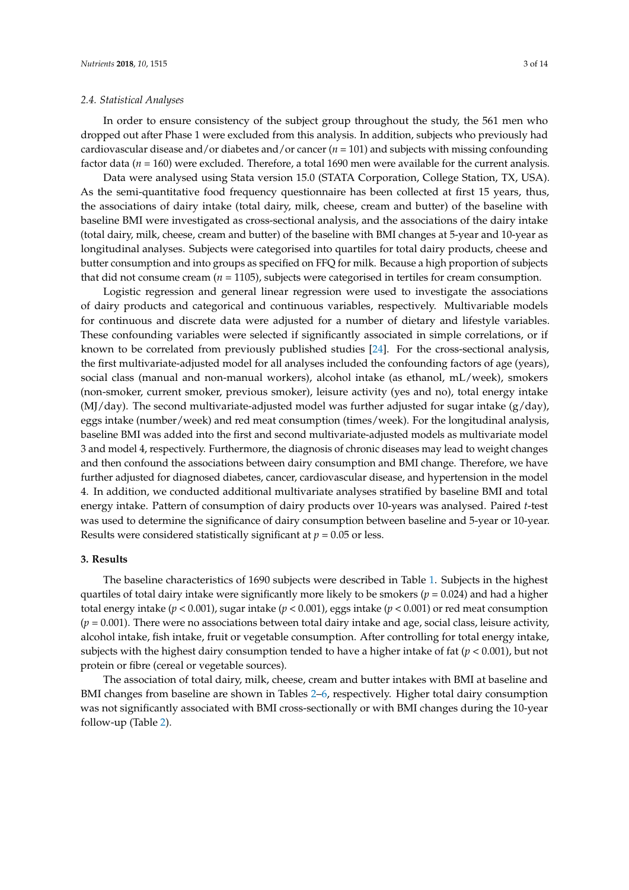### 2.4. Statistical Analyses

In order to ensure consistency of the subject group throughout the study, the 561 men who dropped out after Phase 1 were excluded from this analysis. In addition, subjects who previously had cardiovascular disease and/or diabetes and/or cancer ($n = 101$) and subjects with missing confounding factor data ($n = 160$) were excluded. Therefore, a total 1690 men were available for the current analysis.

Data were analysed using Stata version 15.0 (STATA Corporation, College Station, TX, USA). As the semi-quantitative food frequency questionnaire has been collected at first 15 years, thus, the associations of dairy intake (total dairy, milk, cheese, cream and butter) of the baseline with baseline BMI were investigated as cross-sectional analysis, and the associations of the dairy intake (total dairy, milk, cheese, cream and butter) of the baseline with BMI changes at 5-year and 10-year as longitudinal analyses. Subjects were categorised into quartiles for total dairy products, cheese and butter consumption and into groups as specified on FFQ for milk. Because a high proportion of subjects that did not consume cream ($n = 1105$), subjects were categorised in tertiles for cream consumption.

Logistic regression and general linear regression were used to investigate the associations of dairy products and categorical and continuous variables, respectively. Multivariable models for continuous and discrete data were adjusted for a number of dietary and lifestyle variables. These confounding variables were selected if significantly associated in simple correlations, or if known to be correlated from previously published studies [24]. For the cross-sectional analysis, the first multivariate-adjusted model for all analyses included the confounding factors of age (years), social class (manual and non-manual workers), alcohol intake (as ethanol, mL/week), smokers (non-smoker, current smoker, previous smoker), leisure activity (yes and no), total energy intake (MJ/day). The second multivariate-adjusted model was further adjusted for sugar intake (g/day), eggs intake (number/week) and red meat consumption (times/week). For the longitudinal analysis, baseline BMI was added into the first and second multivariate-adjusted models as multivariate model 3 and model 4, respectively. Furthermore, the diagnosis of chronic diseases may lead to weight changes and then confound the associations between dairy consumption and BMI change. Therefore, we have further adjusted for diagnosed diabetes, cancer, cardiovascular disease, and hypertension in the model 4. In addition, we conducted additional multivariate analyses stratified by baseline BMI and total energy intake. Pattern of consumption of dairy products over 10-years was analysed. Paired *t*-test was used to determine the significance of dairy consumption between baseline and 5-year or 10-year. Results were considered statistically significant at $p = 0.05$ or less.

## 3. Results

The baseline characteristics of 1690 subjects were described in Table 1. Subjects in the highest quartiles of total dairy intake were significantly more likely to be smokers ($p = 0.024$) and had a higher total energy intake ($p < 0.001$), sugar intake ($p < 0.001$), eggs intake ($p < 0.001$) or red meat consumption ($p = 0.001$). There were no associations between total dairy intake and age, social class, leisure activity, alcohol intake, fish intake, fruit or vegetable consumption. After controlling for total energy intake, subjects with the highest dairy consumption tended to have a higher intake of fat ($p < 0.001$), but not protein or fibre (cereal or vegetable sources).

The association of total dairy, milk, cheese, cream and butter intakes with BMI at baseline and BMI changes from baseline are shown in Tables 2–6, respectively. Higher total dairy consumption was not significantly associated with BMI cross-sectionally or with BMI changes during the 10-year follow-up (Table 2).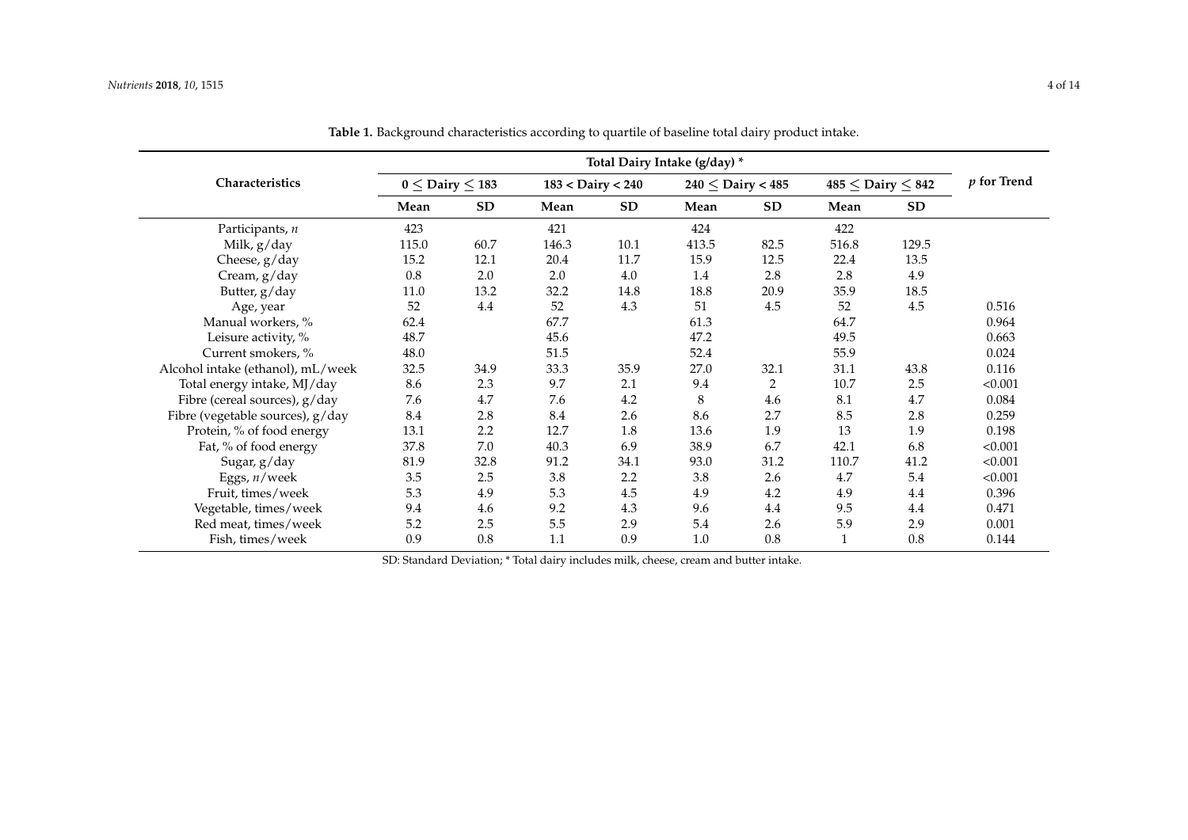**Table 1.** Background characteristics according to quartile of baseline total dairy product intake.

| Characteristics | Total Dairy Intake (g/day) * | | | | | | | | p for Trend |
|---|---|---|---|---|---|---|---|---|---|
| | 0 ≤ Dairy ≤ 183 | | 183 < Dairy < 240 | | 240 ≤ Dairy < 485 | | 485 ≤ Dairy ≤ 842 | | |
| | Mean | SD | Mean | SD | Mean | SD | Mean | SD | |
| Participants, n | 423 | | 421 | | 424 | | 422 | | |
| Milk, g/day | 115.0 | 60.7 | 146.3 | 10.1 | 413.5 | 82.5 | 516.8 | 129.5 | |
| Cheese, g/day | 15.2 | 12.1 | 20.4 | 11.7 | 15.9 | 12.5 | 22.4 | 13.5 | |
| Cream, g/day | 0.8 | 2.0 | 2.0 | 4.0 | 1.4 | 2.8 | 2.8 | 4.9 | |
| Butter, g/day | 11.0 | 13.2 | 32.2 | 14.8 | 18.8 | 20.9 | 35.9 | 18.5 | |
| Age, year | 52 | 4.4 | 52 | 4.3 | 51 | 4.5 | 52 | 4.5 | 0.516 |
| Manual workers, % | 62.4 | | 67.7 | | 61.3 | | 64.7 | | 0.964 |
| Leisure activity, % | 48.7 | | 45.6 | | 47.2 | | 49.5 | | 0.663 |
| Current smokers, % | 48.0 | | 51.5 | | 52.4 | | 55.9 | | 0.024 |
| Alcohol intake (ethanol), mL/week | 32.5 | 34.9 | 33.3 | 35.9 | 27.0 | 32.1 | 31.1 | 43.8 | 0.116 |
| Total energy intake, MJ/day | 8.6 | 2.3 | 9.7 | 2.1 | 9.4 | 2 | 10.7 | 2.5 | <0.001 |
| Fibre (cereal sources), g/day | 7.6 | 4.7 | 7.6 | 4.2 | 8 | 4.6 | 8.1 | 4.7 | 0.084 |
| Fibre (vegetable sources), g/day | 8.4 | 2.8 | 8.4 | 2.6 | 8.6 | 2.7 | 8.5 | 2.8 | 0.259 |
| Protein, % of food energy | 13.1 | 2.2 | 12.7 | 1.8 | 13.6 | 1.9 | 13 | 1.9 | 0.198 |
| Fat, % of food energy | 37.8 | 7.0 | 40.3 | 6.9 | 38.9 | 6.7 | 42.1 | 6.8 | <0.001 |
| Sugar, g/day | 81.9 | 32.8 | 91.2 | 34.1 | 93.0 | 31.2 | 110.7 | 41.2 | <0.001 |
| Eggs, n/week | 3.5 | 2.5 | 3.8 | 2.2 | 3.8 | 2.6 | 4.7 | 5.4 | <0.001 |
| Fruit, times/week | 5.3 | 4.9 | 5.3 | 4.5 | 4.9 | 4.2 | 4.9 | 4.4 | 0.396 |
| Vegetable, times/week | 9.4 | 4.6 | 9.2 | 4.3 | 9.6 | 4.4 | 9.5 | 4.4 | 0.471 |
| Red meat, times/week | 5.2 | 2.5 | 5.5 | 2.9 | 5.4 | 2.6 | 5.9 | 2.9 | 0.001 |
| Fish, times/week | 0.9 | 0.8 | 1.1 | 0.9 | 1.0 | 0.8 | 1 | 0.8 | 0.144 |

SD: Standard Deviation; * Total dairy includes milk, cheese, cream and butter intake.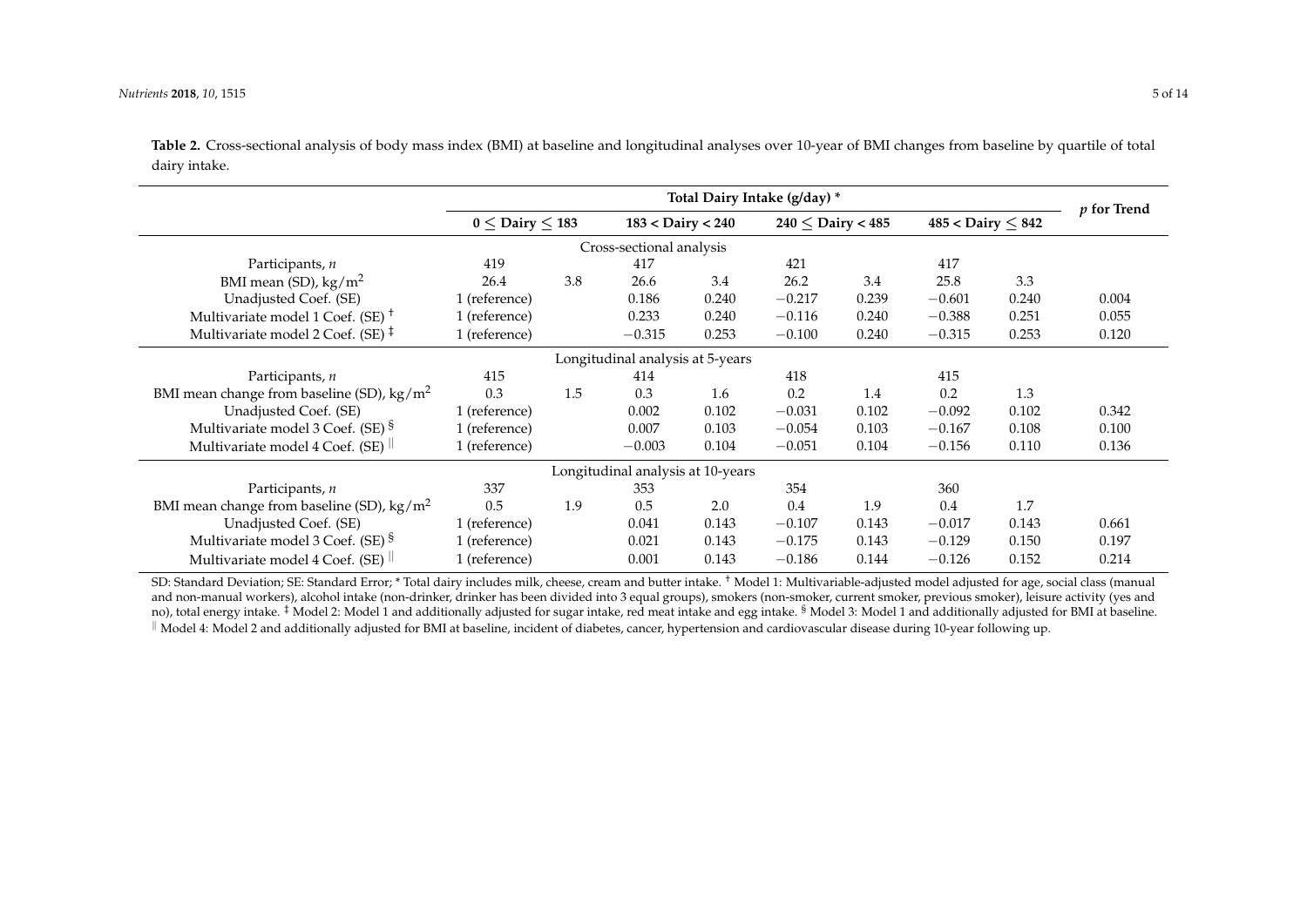**Table 2.** Cross-sectional analysis of body mass index (BMI) at baseline and longitudinal analyses over 10-year of BMI changes from baseline by quartile of total dairy intake.

| | Total Dairy Intake (g/day) * | | | | | | | | *p* for Trend |
|---|---|---|---|---|---|---|---|---|---|
| | $0 \leq$ Dairy $\leq 183$ | | $183 <$ Dairy $< 240$ | | $240 \leq$ Dairy $< 485$ | | $485 <$ Dairy $\leq 842$ | | |
| **Cross-sectional analysis** | | | | | | | | | |
| Participants, *n* | 419 | | 417 | | 421 | | 417 | | |
| BMI mean (SD), kg/m$^2$ | 26.4 | 3.8 | 26.6 | 3.4 | 26.2 | 3.4 | 25.8 | 3.3 | |
| Unadjusted Coef. (SE) | 1 (reference) | | 0.186 | 0.240 | −0.217 | 0.239 | −0.601 | 0.240 | 0.004 |
| Multivariate model 1 Coef. (SE) † | 1 (reference) | | 0.233 | 0.240 | −0.116 | 0.240 | −0.388 | 0.251 | 0.055 |
| Multivariate model 2 Coef. (SE) ‡ | 1 (reference) | | −0.315 | 0.253 | −0.100 | 0.240 | −0.315 | 0.253 | 0.120 |
| **Longitudinal analysis at 5-years** | | | | | | | | | |
| Participants, *n* | 415 | | 414 | | 418 | | 415 | | |
| BMI mean change from baseline (SD), kg/m$^2$ | 0.3 | 1.5 | 0.3 | 1.6 | 0.2 | 1.4 | 0.2 | 1.3 | |
| Unadjusted Coef. (SE) | 1 (reference) | | 0.002 | 0.102 | −0.031 | 0.102 | −0.092 | 0.102 | 0.342 |
| Multivariate model 3 Coef. (SE) § | 1 (reference) | | 0.007 | 0.103 | −0.054 | 0.103 | −0.167 | 0.108 | 0.100 |
| Multivariate model 4 Coef. (SE) ‖ | 1 (reference) | | −0.003 | 0.104 | −0.051 | 0.104 | −0.156 | 0.110 | 0.136 |
| **Longitudinal analysis at 10-years** | | | | | | | | | |
| Participants, *n* | 337 | | 353 | | 354 | | 360 | | |
| BMI mean change from baseline (SD), kg/m$^2$ | 0.5 | 1.9 | 0.5 | 2.0 | 0.4 | 1.9 | 0.4 | 1.7 | |
| Unadjusted Coef. (SE) | 1 (reference) | | 0.041 | 0.143 | −0.107 | 0.143 | −0.017 | 0.143 | 0.661 |
| Multivariate model 3 Coef. (SE) § | 1 (reference) | | 0.021 | 0.143 | −0.175 | 0.143 | −0.129 | 0.150 | 0.197 |
| Multivariate model 4 Coef. (SE) ‖ | 1 (reference) | | 0.001 | 0.143 | −0.186 | 0.144 | −0.126 | 0.152 | 0.214 |

SD: Standard Deviation; SE: Standard Error; * Total dairy includes milk, cheese, cream and butter intake. † Model 1: Multivariable-adjusted model adjusted for age, social class (manual and non-manual workers), alcohol intake (non-drinker, drinker has been divided into 3 equal groups), smokers (non-smoker, current smoker, previous smoker), leisure activity (yes and no), total energy intake. ‡ Model 2: Model 1 and additionally adjusted for sugar intake, red meat intake and egg intake. § Model 3: Model 1 and additionally adjusted for BMI at baseline. ‖ Model 4: Model 2 and additionally adjusted for BMI at baseline, incident of diabetes, cancer, hypertension and cardiovascular disease during 10-year following up.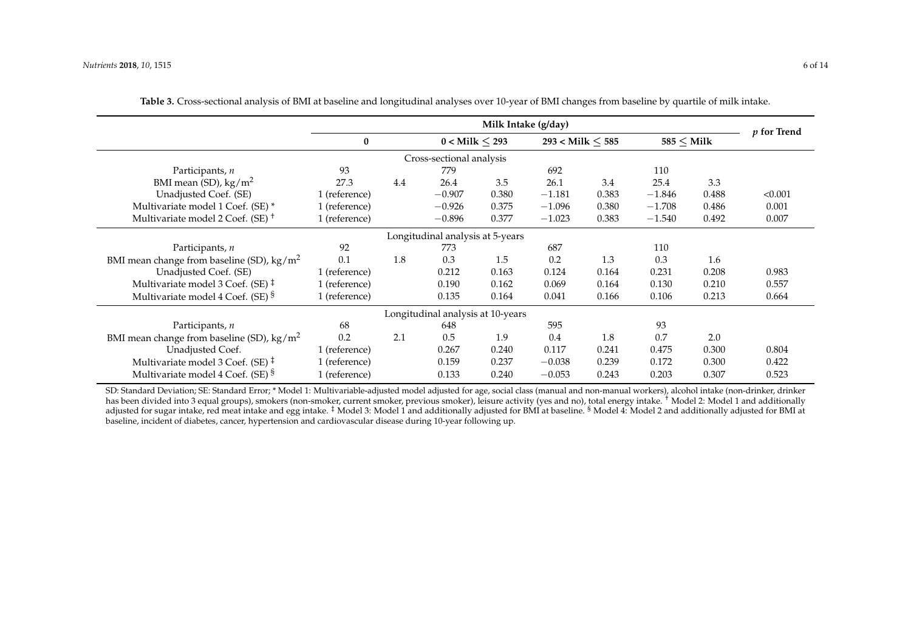**Table 3.** Cross-sectional analysis of BMI at baseline and longitudinal analyses over 10-year of BMI changes from baseline by quartile of milk intake.

| | Milk Intake (g/day) | | | | | | | | *p* for Trend |
|---|---|---|---|---|---|---|---|---|---|
| | 0 | | 0 < Milk ≤ 293 | | 293 < Milk ≤ 585 | | 585 ≤ Milk | | |
| **Cross-sectional analysis** | | | | | | | | | |
| Participants, *n* | 93 | | 779 | | 692 | | 110 | | |
| BMI mean (SD), kg/m$^2$ | 27.3 | 4.4 | 26.4 | 3.5 | 26.1 | 3.4 | 25.4 | 3.3 | |
| Unadjusted Coef. (SE) | 1 (reference) | | −0.907 | 0.380 | −1.181 | 0.383 | −1.846 | 0.488 | <0.001 |
| Multivariate model 1 Coef. (SE) * | 1 (reference) | | −0.926 | 0.375 | −1.096 | 0.380 | −1.708 | 0.486 | 0.001 |
| Multivariate model 2 Coef. (SE) † | 1 (reference) | | −0.896 | 0.377 | −1.023 | 0.383 | −1.540 | 0.492 | 0.007 |
| **Longitudinal analysis at 5-years** | | | | | | | | | |
| Participants, *n* | 92 | | 773 | | 687 | | 110 | | |
| BMI mean change from baseline (SD), kg/m$^2$ | 0.1 | 1.8 | 0.3 | 1.5 | 0.2 | 1.3 | 0.3 | 1.6 | |
| Unadjusted Coef. (SE) | 1 (reference) | | 0.212 | 0.163 | 0.124 | 0.164 | 0.231 | 0.208 | 0.983 |
| Multivariate model 3 Coef. (SE) ‡ | 1 (reference) | | 0.190 | 0.162 | 0.069 | 0.164 | 0.130 | 0.210 | 0.557 |
| Multivariate model 4 Coef. (SE) § | 1 (reference) | | 0.135 | 0.164 | 0.041 | 0.166 | 0.106 | 0.213 | 0.664 |
| **Longitudinal analysis at 10-years** | | | | | | | | | |
| Participants, *n* | 68 | | 648 | | 595 | | 93 | | |
| BMI mean change from baseline (SD), kg/m$^2$ | 0.2 | 2.1 | 0.5 | 1.9 | 0.4 | 1.8 | 0.7 | 2.0 | |
| Unadjusted Coef. | 1 (reference) | | 0.267 | 0.240 | 0.117 | 0.241 | 0.475 | 0.300 | 0.804 |
| Multivariate model 3 Coef. (SE) ‡ | 1 (reference) | | 0.159 | 0.237 | −0.038 | 0.239 | 0.172 | 0.300 | 0.422 |
| Multivariate model 4 Coef. (SE) § | 1 (reference) | | 0.133 | 0.240 | −0.053 | 0.243 | 0.203 | 0.307 | 0.523 |

SD: Standard Deviation; SE: Standard Error; * Model 1: Multivariable-adjusted model adjusted for age, social class (manual and non-manual workers), alcohol intake (non-drinker, drinker has been divided into 3 equal groups), smokers (non-smoker, current smoker, previous smoker), leisure activity (yes and no), total energy intake. † Model 2: Model 1 and additionally adjusted for sugar intake, red meat intake and egg intake. ‡ Model 3: Model 1 and additionally adjusted for BMI at baseline. § Model 4: Model 2 and additionally adjusted for BMI at baseline, incident of diabetes, cancer, hypertension and cardiovascular disease during 10-year following up.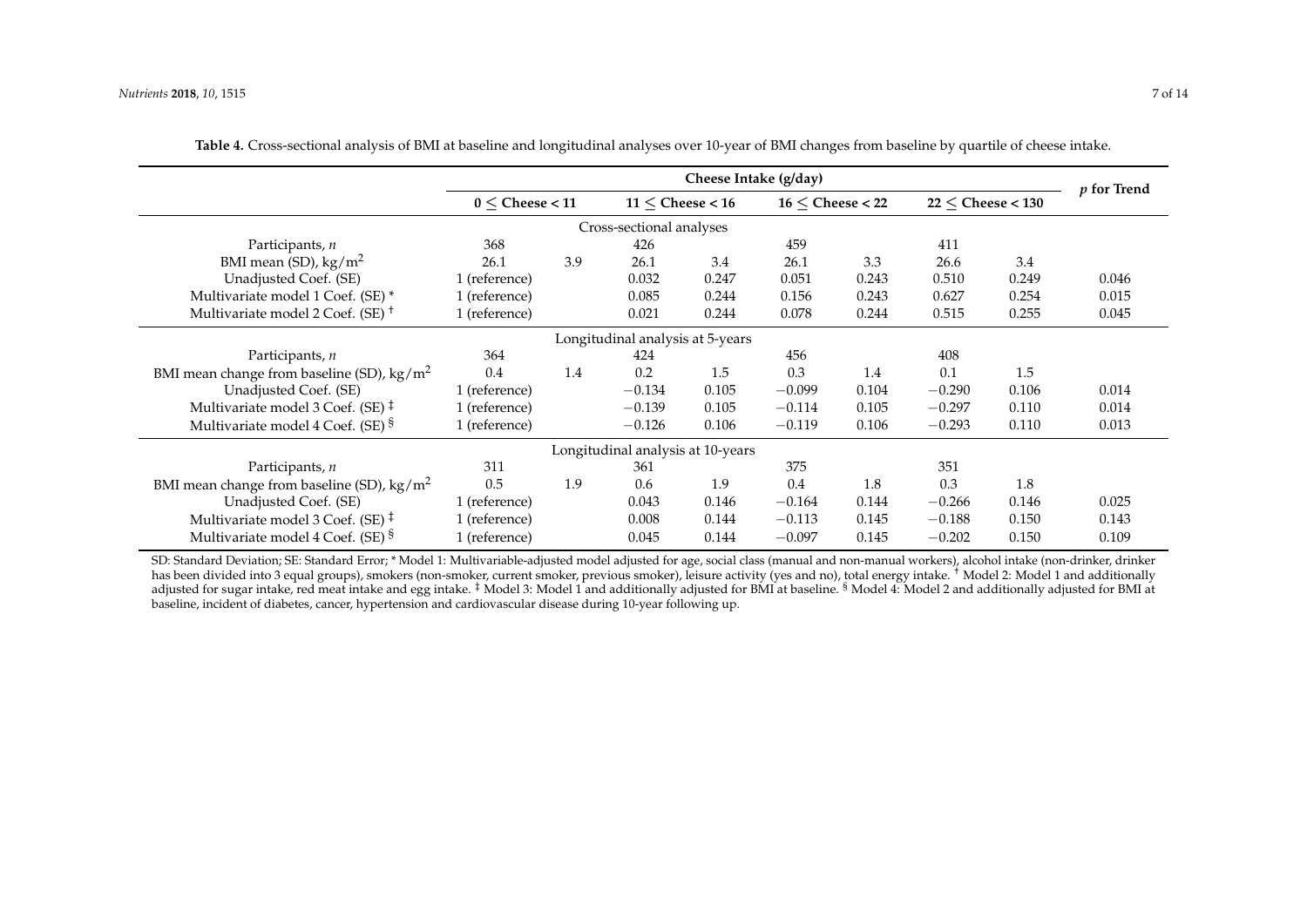**Table 4.** Cross-sectional analysis of BMI at baseline and longitudinal analyses over 10-year of BMI changes from baseline by quartile of cheese intake.

| | Cheese Intake (g/day) | | | | | | | | *p* for Trend |
|---|---|---|---|---|---|---|---|---|---|
| | 0 ≤ Cheese < 11 | | 11 ≤ Cheese < 16 | | 16 ≤ Cheese < 22 | | 22 ≤ Cheese < 130 | | |
| **Cross-sectional analyses** | | | | | | | | | |
| Participants, *n* | 368 | | 426 | | 459 | | 411 | | |
| BMI mean (SD), kg/m$^2$ | 26.1 | 3.9 | 26.1 | 3.4 | 26.1 | 3.3 | 26.6 | 3.4 | |
| Unadjusted Coef. (SE) | 1 (reference) | | 0.032 | 0.247 | 0.051 | 0.243 | 0.510 | 0.249 | 0.046 |
| Multivariate model 1 Coef. (SE) * | 1 (reference) | | 0.085 | 0.244 | 0.156 | 0.243 | 0.627 | 0.254 | 0.015 |
| Multivariate model 2 Coef. (SE) † | 1 (reference) | | 0.021 | 0.244 | 0.078 | 0.244 | 0.515 | 0.255 | 0.045 |
| **Longitudinal analysis at 5-years** | | | | | | | | | |
| Participants, *n* | 364 | | 424 | | 456 | | 408 | | |
| BMI mean change from baseline (SD), kg/m$^2$ | 0.4 | 1.4 | 0.2 | 1.5 | 0.3 | 1.4 | 0.1 | 1.5 | |
| Unadjusted Coef. (SE) | 1 (reference) | | −0.134 | 0.105 | −0.099 | 0.104 | −0.290 | 0.106 | 0.014 |
| Multivariate model 3 Coef. (SE) ‡ | 1 (reference) | | −0.139 | 0.105 | −0.114 | 0.105 | −0.297 | 0.110 | 0.014 |
| Multivariate model 4 Coef. (SE) § | 1 (reference) | | −0.126 | 0.106 | −0.119 | 0.106 | −0.293 | 0.110 | 0.013 |
| **Longitudinal analysis at 10-years** | | | | | | | | | |
| Participants, *n* | 311 | | 361 | | 375 | | 351 | | |
| BMI mean change from baseline (SD), kg/m$^2$ | 0.5 | 1.9 | 0.6 | 1.9 | 0.4 | 1.8 | 0.3 | 1.8 | |
| Unadjusted Coef. (SE) | 1 (reference) | | 0.043 | 0.146 | −0.164 | 0.144 | −0.266 | 0.146 | 0.025 |
| Multivariate model 3 Coef. (SE) ‡ | 1 (reference) | | 0.008 | 0.144 | −0.113 | 0.145 | −0.188 | 0.150 | 0.143 |
| Multivariate model 4 Coef. (SE) § | 1 (reference) | | 0.045 | 0.144 | −0.097 | 0.145 | −0.202 | 0.150 | 0.109 |

SD: Standard Deviation; SE: Standard Error; * Model 1: Multivariable-adjusted model adjusted for age, social class (manual and non-manual workers), alcohol intake (non-drinker, drinker has been divided into 3 equal groups), smokers (non-smoker, current smoker, previous smoker), leisure activity (yes and no), total energy intake. † Model 2: Model 1 and additionally adjusted for sugar intake, red meat intake and egg intake. ‡ Model 3: Model 1 and additionally adjusted for BMI at baseline. § Model 4: Model 2 and additionally adjusted for BMI at baseline, incident of diabetes, cancer, hypertension and cardiovascular disease during 10-year following up.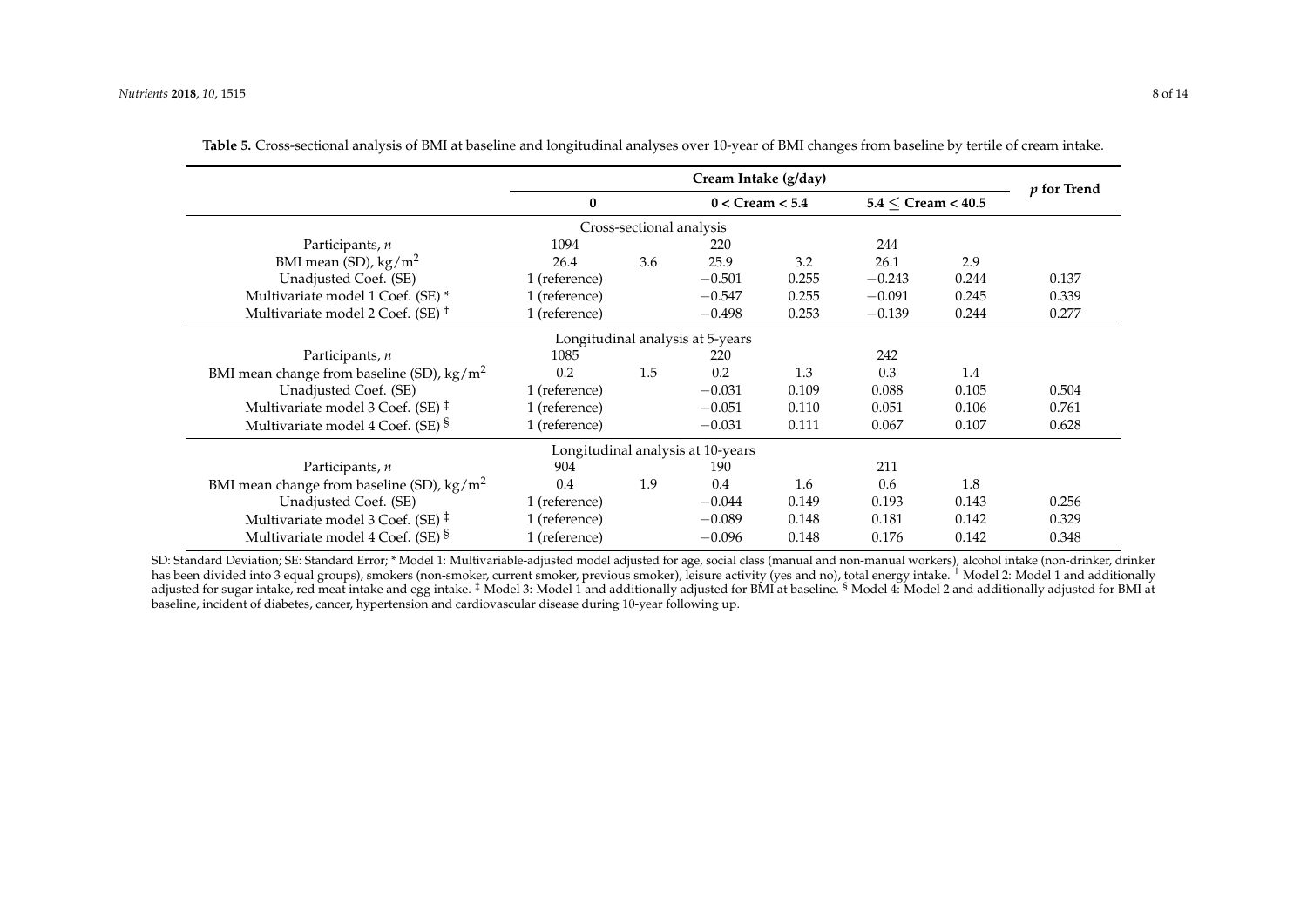**Table 5.** Cross-sectional analysis of BMI at baseline and longitudinal analyses over 10-year of BMI changes from baseline by tertile of cream intake.

| | Cream Intake (g/day) | | | | | | *p* for Trend |
|---|---|---|---|---|---|---|---|
| | 0 | | 0 < Cream < 5.4 | | 5.4 ≤ Cream < 40.5 | | |
| Cross-sectional analysis | | | | | | | |
| Participants, *n* | 1094 | | 220 | | 244 | | |
| BMI mean (SD), kg/m$^2$ | 26.4 | 3.6 | 25.9 | 3.2 | 26.1 | 2.9 | |
| Unadjusted Coef. (SE) | 1 (reference) | | −0.501 | 0.255 | −0.243 | 0.244 | 0.137 |
| Multivariate model 1 Coef. (SE) * | 1 (reference) | | −0.547 | 0.255 | −0.091 | 0.245 | 0.339 |
| Multivariate model 2 Coef. (SE) † | 1 (reference) | | −0.498 | 0.253 | −0.139 | 0.244 | 0.277 |
| Longitudinal analysis at 5-years | | | | | | | |
| Participants, *n* | 1085 | | 220 | | 242 | | |
| BMI mean change from baseline (SD), kg/m$^2$ | 0.2 | 1.5 | 0.2 | 1.3 | 0.3 | 1.4 | |
| Unadjusted Coef. (SE) | 1 (reference) | | −0.031 | 0.109 | 0.088 | 0.105 | 0.504 |
| Multivariate model 3 Coef. (SE) ‡ | 1 (reference) | | −0.051 | 0.110 | 0.051 | 0.106 | 0.761 |
| Multivariate model 4 Coef. (SE) § | 1 (reference) | | −0.031 | 0.111 | 0.067 | 0.107 | 0.628 |
| Longitudinal analysis at 10-years | | | | | | | |
| Participants, *n* | 904 | | 190 | | 211 | | |
| BMI mean change from baseline (SD), kg/m$^2$ | 0.4 | 1.9 | 0.4 | 1.6 | 0.6 | 1.8 | |
| Unadjusted Coef. (SE) | 1 (reference) | | −0.044 | 0.149 | 0.193 | 0.143 | 0.256 |
| Multivariate model 3 Coef. (SE) ‡ | 1 (reference) | | −0.089 | 0.148 | 0.181 | 0.142 | 0.329 |
| Multivariate model 4 Coef. (SE) § | 1 (reference) | | −0.096 | 0.148 | 0.176 | 0.142 | 0.348 |

SD: Standard Deviation; SE: Standard Error; * Model 1: Multivariable-adjusted model adjusted for age, social class (manual and non-manual workers), alcohol intake (non-drinker, drinker has been divided into 3 equal groups), smokers (non-smoker, current smoker, previous smoker), leisure activity (yes and no), total energy intake. † Model 2: Model 1 and additionally adjusted for sugar intake, red meat intake and egg intake. ‡ Model 3: Model 1 and additionally adjusted for BMI at baseline. § Model 4: Model 2 and additionally adjusted for BMI at baseline, incident of diabetes, cancer, hypertension and cardiovascular disease during 10-year following up.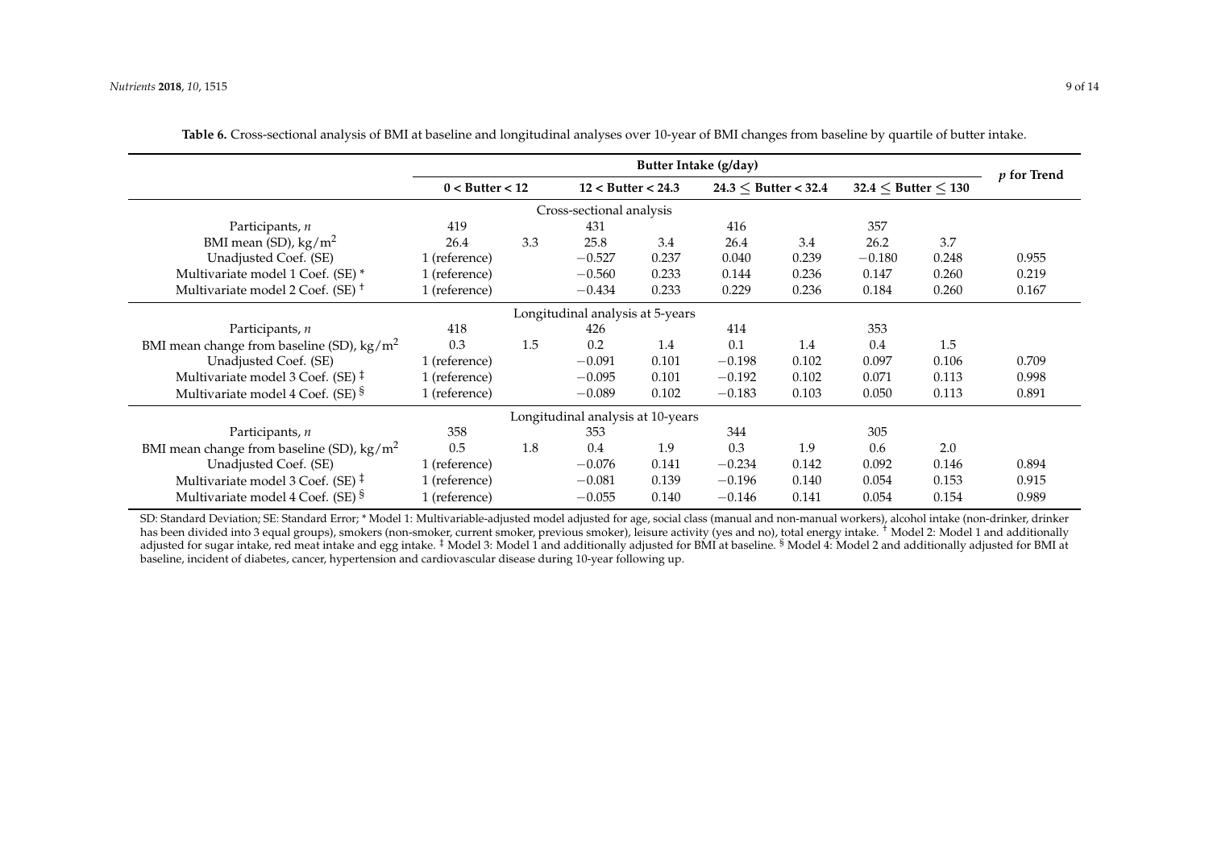**Table 6.** Cross-sectional analysis of BMI at baseline and longitudinal analyses over 10-year of BMI changes from baseline by quartile of butter intake.

| | Butter Intake (g/day) | | | | | | | | $p$ for Trend |
|---|---|---|---|---|---|---|---|---|---|
| | $0 < \text{Butter} < 12$ | | $12 < \text{Butter} < 24.3$ | | $24.3 \leq \text{Butter} < 32.4$ | | $32.4 \leq \text{Butter} \leq 130$ | | |
| **Cross-sectional analysis** | | | | | | | | | |
| Participants, $n$ | 419 | | 431 | | 416 | | 357 | | |
| BMI mean (SD), $kg/m^2$ | 26.4 | 3.3 | 25.8 | 3.4 | 26.4 | 3.4 | 26.2 | 3.7 | |
| Unadjusted Coef. (SE) | 1 (reference) | | −0.527 | 0.237 | 0.040 | 0.239 | −0.180 | 0.248 | 0.955 |
| Multivariate model 1 Coef. (SE) * | 1 (reference) | | −0.560 | 0.233 | 0.144 | 0.236 | 0.147 | 0.260 | 0.219 |
| Multivariate model 2 Coef. (SE) † | 1 (reference) | | −0.434 | 0.233 | 0.229 | 0.236 | 0.184 | 0.260 | 0.167 |
| **Longitudinal analysis at 5-years** | | | | | | | | | |
| Participants, $n$ | 418 | | 426 | | 414 | | 353 | | |
| BMI mean change from baseline (SD), $kg/m^2$ | 0.3 | 1.5 | 0.2 | 1.4 | 0.1 | 1.4 | 0.4 | 1.5 | |
| Unadjusted Coef. (SE) | 1 (reference) | | −0.091 | 0.101 | −0.198 | 0.102 | 0.097 | 0.106 | 0.709 |
| Multivariate model 3 Coef. (SE) ‡ | 1 (reference) | | −0.095 | 0.101 | −0.192 | 0.102 | 0.071 | 0.113 | 0.998 |
| Multivariate model 4 Coef. (SE) § | 1 (reference) | | −0.089 | 0.102 | −0.183 | 0.103 | 0.050 | 0.113 | 0.891 |
| **Longitudinal analysis at 10-years** | | | | | | | | | |
| Participants, $n$ | 358 | | 353 | | 344 | | 305 | | |
| BMI mean change from baseline (SD), $kg/m^2$ | 0.5 | 1.8 | 0.4 | 1.9 | 0.3 | 1.9 | 0.6 | 2.0 | |
| Unadjusted Coef. (SE) | 1 (reference) | | −0.076 | 0.141 | −0.234 | 0.142 | 0.092 | 0.146 | 0.894 |
| Multivariate model 3 Coef. (SE) ‡ | 1 (reference) | | −0.081 | 0.139 | −0.196 | 0.140 | 0.054 | 0.153 | 0.915 |
| Multivariate model 4 Coef. (SE) § | 1 (reference) | | −0.055 | 0.140 | −0.146 | 0.141 | 0.054 | 0.154 | 0.989 |

SD: Standard Deviation; SE: Standard Error; * Model 1: Multivariable-adjusted model adjusted for age, social class (manual and non-manual workers), alcohol intake (non-drinker, drinker has been divided into 3 equal groups), smokers (non-smoker, current smoker, previous smoker), leisure activity (yes and no), total energy intake. † Model 2: Model 1 and additionally adjusted for sugar intake, red meat intake and egg intake. ‡ Model 3: Model 1 and additionally adjusted for BMI at baseline. § Model 4: Model 2 and additionally adjusted for BMI at baseline, incident of diabetes, cancer, hypertension and cardiovascular disease during 10-year following up.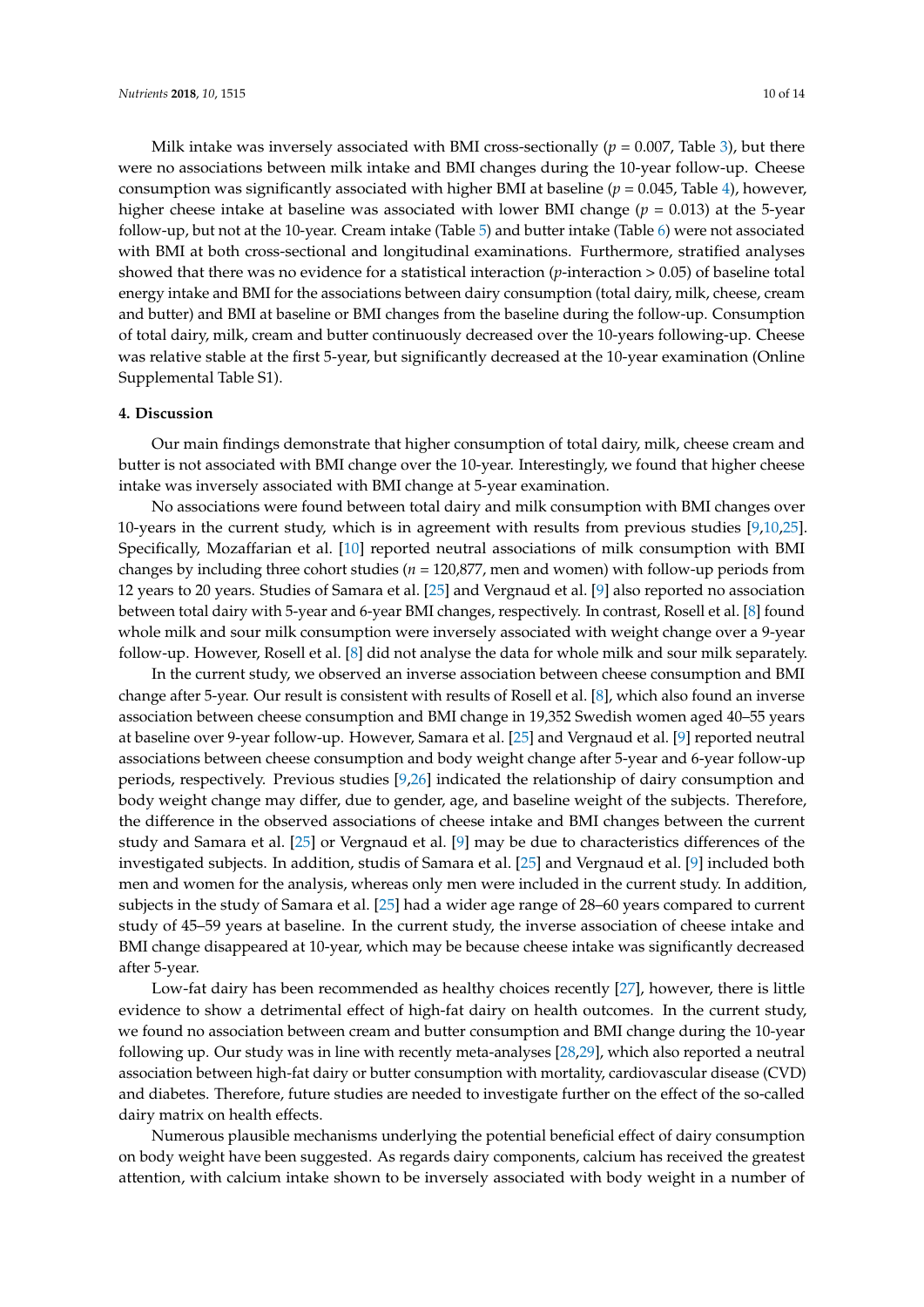Milk intake was inversely associated with BMI cross-sectionally ($p = 0.007$, Table 3), but there were no associations between milk intake and BMI changes during the 10-year follow-up. Cheese consumption was significantly associated with higher BMI at baseline ($p = 0.045$, Table 4), however, higher cheese intake at baseline was associated with lower BMI change ($p = 0.013$) at the 5-year follow-up, but not at the 10-year. Cream intake (Table 5) and butter intake (Table 6) were not associated with BMI at both cross-sectional and longitudinal examinations. Furthermore, stratified analyses showed that there was no evidence for a statistical interaction ($p$-interaction > 0.05) of baseline total energy intake and BMI for the associations between dairy consumption (total dairy, milk, cheese, cream and butter) and BMI at baseline or BMI changes from the baseline during the follow-up. Consumption of total dairy, milk, cream and butter continuously decreased over the 10-years following-up. Cheese was relative stable at the first 5-year, but significantly decreased at the 10-year examination (Online Supplemental Table S1).

## 4. Discussion

Our main findings demonstrate that higher consumption of total dairy, milk, cheese cream and butter is not associated with BMI change over the 10-year. Interestingly, we found that higher cheese intake was inversely associated with BMI change at 5-year examination.

No associations were found between total dairy and milk consumption with BMI changes over 10-years in the current study, which is in agreement with results from previous studies [9,10,25]. Specifically, Mozaffarian et al. [10] reported neutral associations of milk consumption with BMI changes by including three cohort studies ($n$ = 120,877, men and women) with follow-up periods from 12 years to 20 years. Studies of Samara et al. [25] and Vergnaud et al. [9] also reported no association between total dairy with 5-year and 6-year BMI changes, respectively. In contrast, Rosell et al. [8] found whole milk and sour milk consumption were inversely associated with weight change over a 9-year follow-up. However, Rosell et al. [8] did not analyse the data for whole milk and sour milk separately.

In the current study, we observed an inverse association between cheese consumption and BMI change after 5-year. Our result is consistent with results of Rosell et al. [8], which also found an inverse association between cheese consumption and BMI change in 19,352 Swedish women aged 40–55 years at baseline over 9-year follow-up. However, Samara et al. [25] and Vergnaud et al. [9] reported neutral associations between cheese consumption and body weight change after 5-year and 6-year follow-up periods, respectively. Previous studies [9,26] indicated the relationship of dairy consumption and body weight change may differ, due to gender, age, and baseline weight of the subjects. Therefore, the difference in the observed associations of cheese intake and BMI changes between the current study and Samara et al. [25] or Vergnaud et al. [9] may be due to characteristics differences of the investigated subjects. In addition, studis of Samara et al. [25] and Vergnaud et al. [9] included both men and women for the analysis, whereas only men were included in the current study. In addition, subjects in the study of Samara et al. [25] had a wider age range of 28–60 years compared to current study of 45–59 years at baseline. In the current study, the inverse association of cheese intake and BMI change disappeared at 10-year, which may be because cheese intake was significantly decreased after 5-year.

Low-fat dairy has been recommended as healthy choices recently [27], however, there is little evidence to show a detrimental effect of high-fat dairy on health outcomes. In the current study, we found no association between cream and butter consumption and BMI change during the 10-year following up. Our study was in line with recently meta-analyses [28,29], which also reported a neutral association between high-fat dairy or butter consumption with mortality, cardiovascular disease (CVD) and diabetes. Therefore, future studies are needed to investigate further on the effect of the so-called dairy matrix on health effects.

Numerous plausible mechanisms underlying the potential beneficial effect of dairy consumption on body weight have been suggested. As regards dairy components, calcium has received the greatest attention, with calcium intake shown to be inversely associated with body weight in a number of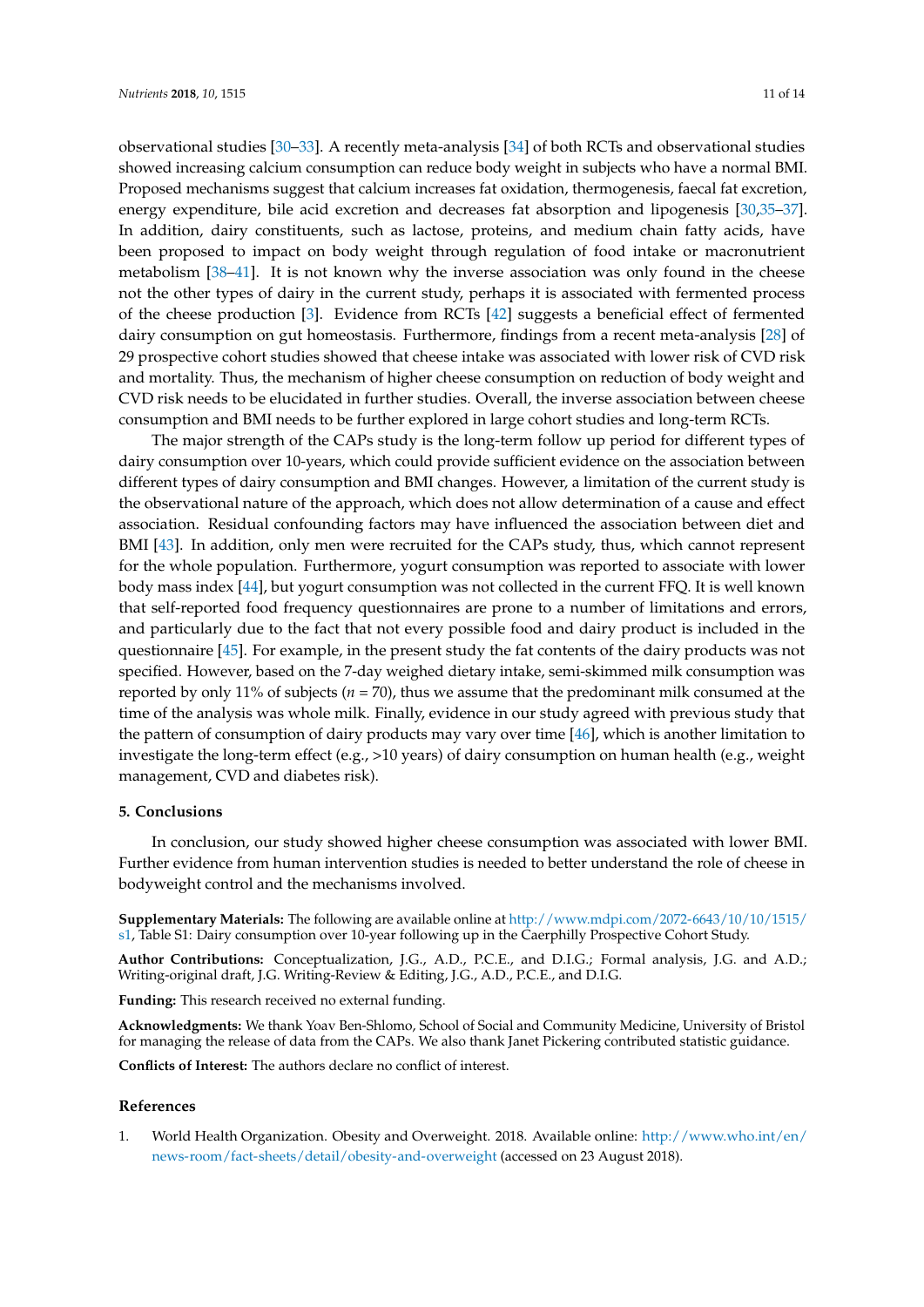observational studies [30–33]. A recently meta-analysis [34] of both RCTs and observational studies showed increasing calcium consumption can reduce body weight in subjects who have a normal BMI. Proposed mechanisms suggest that calcium increases fat oxidation, thermogenesis, faecal fat excretion, energy expenditure, bile acid excretion and decreases fat absorption and lipogenesis [30,35–37]. In addition, dairy constituents, such as lactose, proteins, and medium chain fatty acids, have been proposed to impact on body weight through regulation of food intake or macronutrient metabolism [38–41]. It is not known why the inverse association was only found in the cheese not the other types of dairy in the current study, perhaps it is associated with fermented process of the cheese production [3]. Evidence from RCTs [42] suggests a beneficial effect of fermented dairy consumption on gut homeostasis. Furthermore, findings from a recent meta-analysis [28] of 29 prospective cohort studies showed that cheese intake was associated with lower risk of CVD risk and mortality. Thus, the mechanism of higher cheese consumption on reduction of body weight and CVD risk needs to be elucidated in further studies. Overall, the inverse association between cheese consumption and BMI needs to be further explored in large cohort studies and long-term RCTs.

The major strength of the CAPs study is the long-term follow up period for different types of dairy consumption over 10-years, which could provide sufficient evidence on the association between different types of dairy consumption and BMI changes. However, a limitation of the current study is the observational nature of the approach, which does not allow determination of a cause and effect association. Residual confounding factors may have influenced the association between diet and BMI [43]. In addition, only men were recruited for the CAPs study, thus, which cannot represent for the whole population. Furthermore, yogurt consumption was reported to associate with lower body mass index [44], but yogurt consumption was not collected in the current FFQ. It is well known that self-reported food frequency questionnaires are prone to a number of limitations and errors, and particularly due to the fact that not every possible food and dairy product is included in the questionnaire [45]. For example, in the present study the fat contents of the dairy products was not specified. However, based on the 7-day weighed dietary intake, semi-skimmed milk consumption was reported by only 11% of subjects (*n* = 70), thus we assume that the predominant milk consumed at the time of the analysis was whole milk. Finally, evidence in our study agreed with previous study that the pattern of consumption of dairy products may vary over time [46], which is another limitation to investigate the long-term effect (e.g., >10 years) of dairy consumption on human health (e.g., weight management, CVD and diabetes risk).

## 5. Conclusions

In conclusion, our study showed higher cheese consumption was associated with lower BMI. Further evidence from human intervention studies is needed to better understand the role of cheese in bodyweight control and the mechanisms involved.

**Supplementary Materials:** The following are available online at http://www.mdpi.com/2072-6643/10/10/1515/s1, Table S1: Dairy consumption over 10-year following up in the Caerphilly Prospective Cohort Study.

**Author Contributions:** Conceptualization, J.G., A.D., P.C.E., and D.I.G.; Formal analysis, J.G. and A.D.; Writing-original draft, J.G. Writing-Review & Editing, J.G., A.D., P.C.E., and D.I.G.

**Funding:** This research received no external funding.

**Acknowledgments:** We thank Yoav Ben-Shlomo, School of Social and Community Medicine, University of Bristol for managing the release of data from the CAPs. We also thank Janet Pickering contributed statistic guidance.

**Conflicts of Interest:** The authors declare no conflict of interest.

## References

1. World Health Organization. Obesity and Overweight. 2018. Available online: http://www.who.int/en/news-room/fact-sheets/detail/obesity-and-overweight (accessed on 23 August 2018).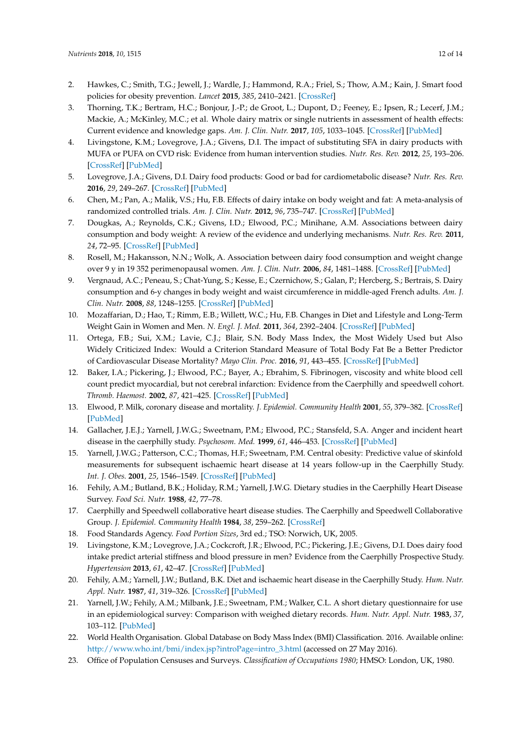2. Hawkes, C.; Smith, T.G.; Jewell, J.; Wardle, J.; Hammond, R.A.; Friel, S.; Thow, A.M.; Kain, J. Smart food policies for obesity prevention. *Lancet* **2015**, *385*, 2410–2421. [CrossRef]
3. Thorning, T.K.; Bertram, H.C.; Bonjour, J.-P.; de Groot, L.; Dupont, D.; Feeney, E.; Ipsen, R.; Lecerf, J.M.; Mackie, A.; McKinley, M.C.; et al. Whole dairy matrix or single nutrients in assessment of health effects: Current evidence and knowledge gaps. *Am. J. Clin. Nutr.* **2017**, *105*, 1033–1045. [CrossRef] [PubMed]
4. Livingstone, K.M.; Lovegrove, J.A.; Givens, D.I. The impact of substituting SFA in dairy products with MUFA or PUFA on CVD risk: Evidence from human intervention studies. *Nutr. Res. Rev.* **2012**, *25*, 193–206. [CrossRef] [PubMed]
5. Lovegrove, J.A.; Givens, D.I. Dairy food products: Good or bad for cardiometabolic disease? *Nutr. Res. Rev.* **2016**, *29*, 249–267. [CrossRef] [PubMed]
6. Chen, M.; Pan, A.; Malik, V.S.; Hu, F.B. Effects of dairy intake on body weight and fat: A meta-analysis of randomized controlled trials. *Am. J. Clin. Nutr.* **2012**, *96*, 735–747. [CrossRef] [PubMed]
7. Dougkas, A.; Reynolds, C.K.; Givens, I.D.; Elwood, P.C.; Minihane, A.M. Associations between dairy consumption and body weight: A review of the evidence and underlying mechanisms. *Nutr. Res. Rev.* **2011**, *24*, 72–95. [CrossRef] [PubMed]
8. Rosell, M.; Hakansson, N.N.; Wolk, A. Association between dairy food consumption and weight change over 9 y in 19 352 perimenopausal women. *Am. J. Clin. Nutr.* **2006**, *84*, 1481–1488. [CrossRef] [PubMed]
9. Vergnaud, A.C.; Peneau, S.; Chat-Yung, S.; Kesse, E.; Czernichow, S.; Galan, P.; Hercberg, S.; Bertrais, S. Dairy consumption and 6-y changes in body weight and waist circumference in middle-aged French adults. *Am. J. Clin. Nutr.* **2008**, *88*, 1248–1255. [CrossRef] [PubMed]
10. Mozaffarian, D.; Hao, T.; Rimm, E.B.; Willett, W.C.; Hu, F.B. Changes in Diet and Lifestyle and Long-Term Weight Gain in Women and Men. *N. Engl. J. Med.* **2011**, *364*, 2392–2404. [CrossRef] [PubMed]
11. Ortega, F.B.; Sui, X.M.; Lavie, C.J.; Blair, S.N. Body Mass Index, the Most Widely Used but Also Widely Criticized Index: Would a Criterion Standard Measure of Total Body Fat Be a Better Predictor of Cardiovascular Disease Mortality? *Mayo Clin. Proc.* **2016**, *91*, 443–455. [CrossRef] [PubMed]
12. Baker, I.A.; Pickering, J.; Elwood, P.C.; Bayer, A.; Ebrahim, S. Fibrinogen, viscosity and white blood cell count predict myocardial, but not cerebral infarction: Evidence from the Caerphilly and speedwell cohort. *Thromb. Haemost.* **2002**, *87*, 421–425. [CrossRef] [PubMed]
13. Elwood, P. Milk, coronary disease and mortality. *J. Epidemiol. Community Health* **2001**, *55*, 379–382. [CrossRef] [PubMed]
14. Gallacher, J.E.J.; Yarnell, J.W.G.; Sweetnam, P.M.; Elwood, P.C.; Stansfeld, S.A. Anger and incident heart disease in the caerphilly study. *Psychosom. Med.* **1999**, *61*, 446–453. [CrossRef] [PubMed]
15. Yarnell, J.W.G.; Patterson, C.C.; Thomas, H.F.; Sweetnam, P.M. Central obesity: Predictive value of skinfold measurements for subsequent ischaemic heart disease at 14 years follow-up in the Caerphilly Study. *Int. J. Obes.* **2001**, *25*, 1546–1549. [CrossRef] [PubMed]
16. Fehily, A.M.; Butland, B.K.; Holiday, R.M.; Yarnell, J.W.G. Dietary studies in the Caerphilly Heart Disease Survey. *Food Sci. Nutr.* **1988**, *42*, 77–78.
17. Caerphilly and Speedwell collaborative heart disease studies. The Caerphilly and Speedwell Collaborative Group. *J. Epidemiol. Community Health* **1984**, *38*, 259–262. [CrossRef]
18. Food Standards Agency. *Food Portion Sizes*, 3rd ed.; TSO: Norwich, UK, 2005.
19. Livingstone, K.M.; Lovegrove, J.A.; Cockcroft, J.R.; Elwood, P.C.; Pickering, J.E.; Givens, D.I. Does dairy food intake predict arterial stiffness and blood pressure in men? Evidence from the Caerphilly Prospective Study. *Hypertension* **2013**, *61*, 42–47. [CrossRef] [PubMed]
20. Fehily, A.M.; Yarnell, J.W.; Butland, B.K. Diet and ischaemic heart disease in the Caerphilly Study. *Hum. Nutr. Appl. Nutr.* **1987**, *41*, 319–326. [CrossRef] [PubMed]
21. Yarnell, J.W.; Fehily, A.M.; Milbank, J.E.; Sweetnam, P.M.; Walker, C.L. A short dietary questionnaire for use in an epidemiological survey: Comparison with weighed dietary records. *Hum. Nutr. Appl. Nutr.* **1983**, *37*, 103–112. [PubMed]
22. World Health Organisation. Global Database on Body Mass Index (BMI) Classification. 2016. Available online: http://www.who.int/bmi/index.jsp?introPage=intro_3.html (accessed on 27 May 2016).
23. Office of Population Censuses and Surveys. *Classification of Occupations 1980*; HMSO: London, UK, 1980.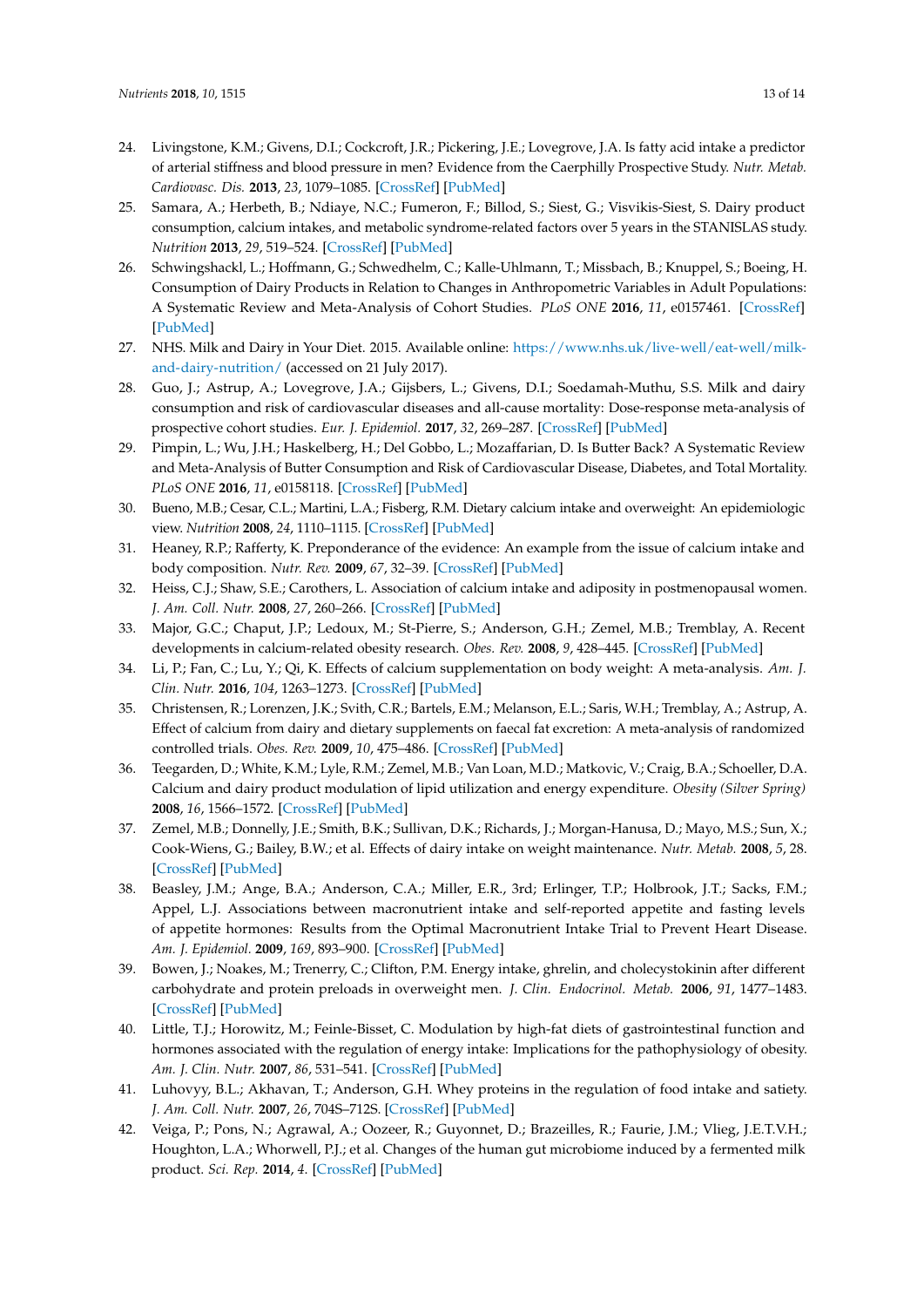24. Livingstone, K.M.; Givens, D.I.; Cockcroft, J.R.; Pickering, J.E.; Lovegrove, J.A. Is fatty acid intake a predictor of arterial stiffness and blood pressure in men? Evidence from the Caerphilly Prospective Study. *Nutr. Metab. Cardiovasc. Dis.* **2013**, *23*, 1079–1085. [CrossRef] [PubMed]
25. Samara, A.; Herbeth, B.; Ndiaye, N.C.; Fumeron, F.; Billod, S.; Siest, G.; Visvikis-Siest, S. Dairy product consumption, calcium intakes, and metabolic syndrome-related factors over 5 years in the STANISLAS study. *Nutrition* **2013**, *29*, 519–524. [CrossRef] [PubMed]
26. Schwingshackl, L.; Hoffmann, G.; Schwedhelm, C.; Kalle-Uhlmann, T.; Missbach, B.; Knuppel, S.; Boeing, H. Consumption of Dairy Products in Relation to Changes in Anthropometric Variables in Adult Populations: A Systematic Review and Meta-Analysis of Cohort Studies. *PLoS ONE* **2016**, *11*, e0157461. [CrossRef] [PubMed]
27. NHS. Milk and Dairy in Your Diet. 2015. Available online: https://www.nhs.uk/live-well/eat-well/milk-and-dairy-nutrition/ (accessed on 21 July 2017).
28. Guo, J.; Astrup, A.; Lovegrove, J.A.; Gijsbers, L.; Givens, D.I.; Soedamah-Muthu, S.S. Milk and dairy consumption and risk of cardiovascular diseases and all-cause mortality: Dose-response meta-analysis of prospective cohort studies. *Eur. J. Epidemiol.* **2017**, *32*, 269–287. [CrossRef] [PubMed]
29. Pimpin, L.; Wu, J.H.; Haskelberg, H.; Del Gobbo, L.; Mozaffarian, D. Is Butter Back? A Systematic Review and Meta-Analysis of Butter Consumption and Risk of Cardiovascular Disease, Diabetes, and Total Mortality. *PLoS ONE* **2016**, *11*, e0158118. [CrossRef] [PubMed]
30. Bueno, M.B.; Cesar, C.L.; Martini, L.A.; Fisberg, R.M. Dietary calcium intake and overweight: An epidemiologic view. *Nutrition* **2008**, *24*, 1110–1115. [CrossRef] [PubMed]
31. Heaney, R.P.; Rafferty, K. Preponderance of the evidence: An example from the issue of calcium intake and body composition. *Nutr. Rev.* **2009**, *67*, 32–39. [CrossRef] [PubMed]
32. Heiss, C.J.; Shaw, S.E.; Carothers, L. Association of calcium intake and adiposity in postmenopausal women. *J. Am. Coll. Nutr.* **2008**, *27*, 260–266. [CrossRef] [PubMed]
33. Major, G.C.; Chaput, J.P.; Ledoux, M.; St-Pierre, S.; Anderson, G.H.; Zemel, M.B.; Tremblay, A. Recent developments in calcium-related obesity research. *Obes. Rev.* **2008**, *9*, 428–445. [CrossRef] [PubMed]
34. Li, P.; Fan, C.; Lu, Y.; Qi, K. Effects of calcium supplementation on body weight: A meta-analysis. *Am. J. Clin. Nutr.* **2016**, *104*, 1263–1273. [CrossRef] [PubMed]
35. Christensen, R.; Lorenzen, J.K.; Svith, C.R.; Bartels, E.M.; Melanson, E.L.; Saris, W.H.; Tremblay, A.; Astrup, A. Effect of calcium from dairy and dietary supplements on faecal fat excretion: A meta-analysis of randomized controlled trials. *Obes. Rev.* **2009**, *10*, 475–486. [CrossRef] [PubMed]
36. Teegarden, D.; White, K.M.; Lyle, R.M.; Zemel, M.B.; Van Loan, M.D.; Matkovic, V.; Craig, B.A.; Schoeller, D.A. Calcium and dairy product modulation of lipid utilization and energy expenditure. *Obesity (Silver Spring)* **2008**, *16*, 1566–1572. [CrossRef] [PubMed]
37. Zemel, M.B.; Donnelly, J.E.; Smith, B.K.; Sullivan, D.K.; Richards, J.; Morgan-Hanusa, D.; Mayo, M.S.; Sun, X.; Cook-Wiens, G.; Bailey, B.W.; et al. Effects of dairy intake on weight maintenance. *Nutr. Metab.* **2008**, *5*, 28. [CrossRef] [PubMed]
38. Beasley, J.M.; Ange, B.A.; Anderson, C.A.; Miller, E.R., 3rd; Erlinger, T.P.; Holbrook, J.T.; Sacks, F.M.; Appel, L.J. Associations between macronutrient intake and self-reported appetite and fasting levels of appetite hormones: Results from the Optimal Macronutrient Intake Trial to Prevent Heart Disease. *Am. J. Epidemiol.* **2009**, *169*, 893–900. [CrossRef] [PubMed]
39. Bowen, J.; Noakes, M.; Trenerry, C.; Clifton, P.M. Energy intake, ghrelin, and cholecystokinin after different carbohydrate and protein preloads in overweight men. *J. Clin. Endocrinol. Metab.* **2006**, *91*, 1477–1483. [CrossRef] [PubMed]
40. Little, T.J.; Horowitz, M.; Feinle-Bisset, C. Modulation by high-fat diets of gastrointestinal function and hormones associated with the regulation of energy intake: Implications for the pathophysiology of obesity. *Am. J. Clin. Nutr.* **2007**, *86*, 531–541. [CrossRef] [PubMed]
41. Luhovyy, B.L.; Akhavan, T.; Anderson, G.H. Whey proteins in the regulation of food intake and satiety. *J. Am. Coll. Nutr.* **2007**, *26*, 704S–712S. [CrossRef] [PubMed]
42. Veiga, P.; Pons, N.; Agrawal, A.; Oozeer, R.; Guyonnet, D.; Brazeilles, R.; Faurie, J.M.; Vlieg, J.E.T.V.H.; Houghton, L.A.; Whorwell, P.J.; et al. Changes of the human gut microbiome induced by a fermented milk product. *Sci. Rep.* **2014**, *4*. [CrossRef] [PubMed]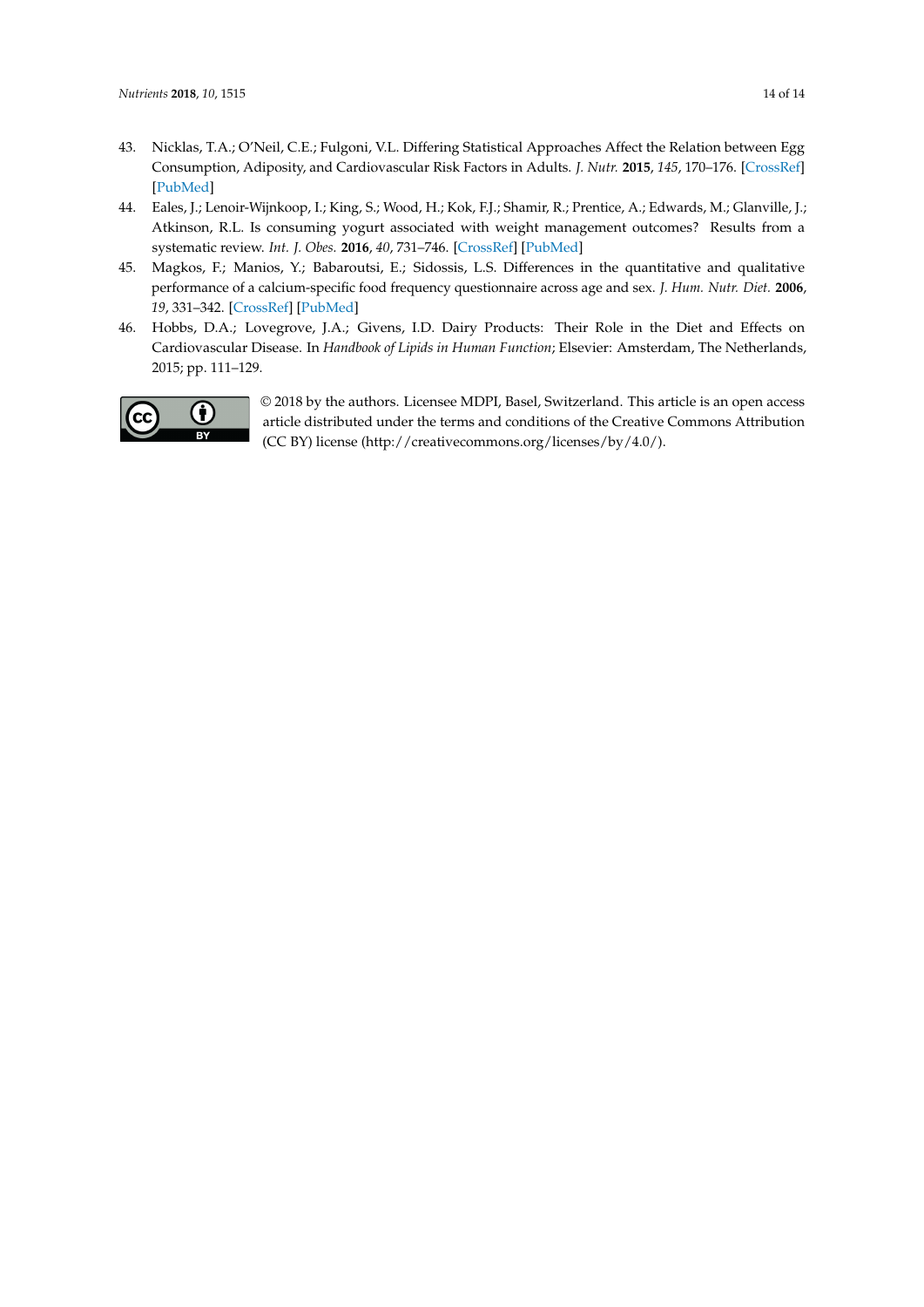43. Nicklas, T.A.; O'Neil, C.E.; Fulgoni, V.L. Differing Statistical Approaches Affect the Relation between Egg Consumption, Adiposity, and Cardiovascular Risk Factors in Adults. *J. Nutr.* **2015**, *145*, 170–176. [CrossRef] [PubMed]
44. Eales, J.; Lenoir-Wijnkoop, I.; King, S.; Wood, H.; Kok, F.J.; Shamir, R.; Prentice, A.; Edwards, M.; Glanville, J.; Atkinson, R.L. Is consuming yogurt associated with weight management outcomes? Results from a systematic review. *Int. J. Obes.* **2016**, *40*, 731–746. [CrossRef] [PubMed]
45. Magkos, F.; Manios, Y.; Babaroutsi, E.; Sidossis, L.S. Differences in the quantitative and qualitative performance of a calcium-specific food frequency questionnaire across age and sex. *J. Hum. Nutr. Diet.* **2006**, *19*, 331–342. [CrossRef] [PubMed]
46. Hobbs, D.A.; Lovegrove, J.A.; Givens, I.D. Dairy Products: Their Role in the Diet and Effects on Cardiovascular Disease. In *Handbook of Lipids in Human Function*; Elsevier: Amsterdam, The Netherlands, 2015; pp. 111–129.

© 2018 by the authors. Licensee MDPI, Basel, Switzerland. This article is an open access article distributed under the terms and conditions of the Creative Commons Attribution (CC BY) license (http://creativecommons.org/licenses/by/4.0/).